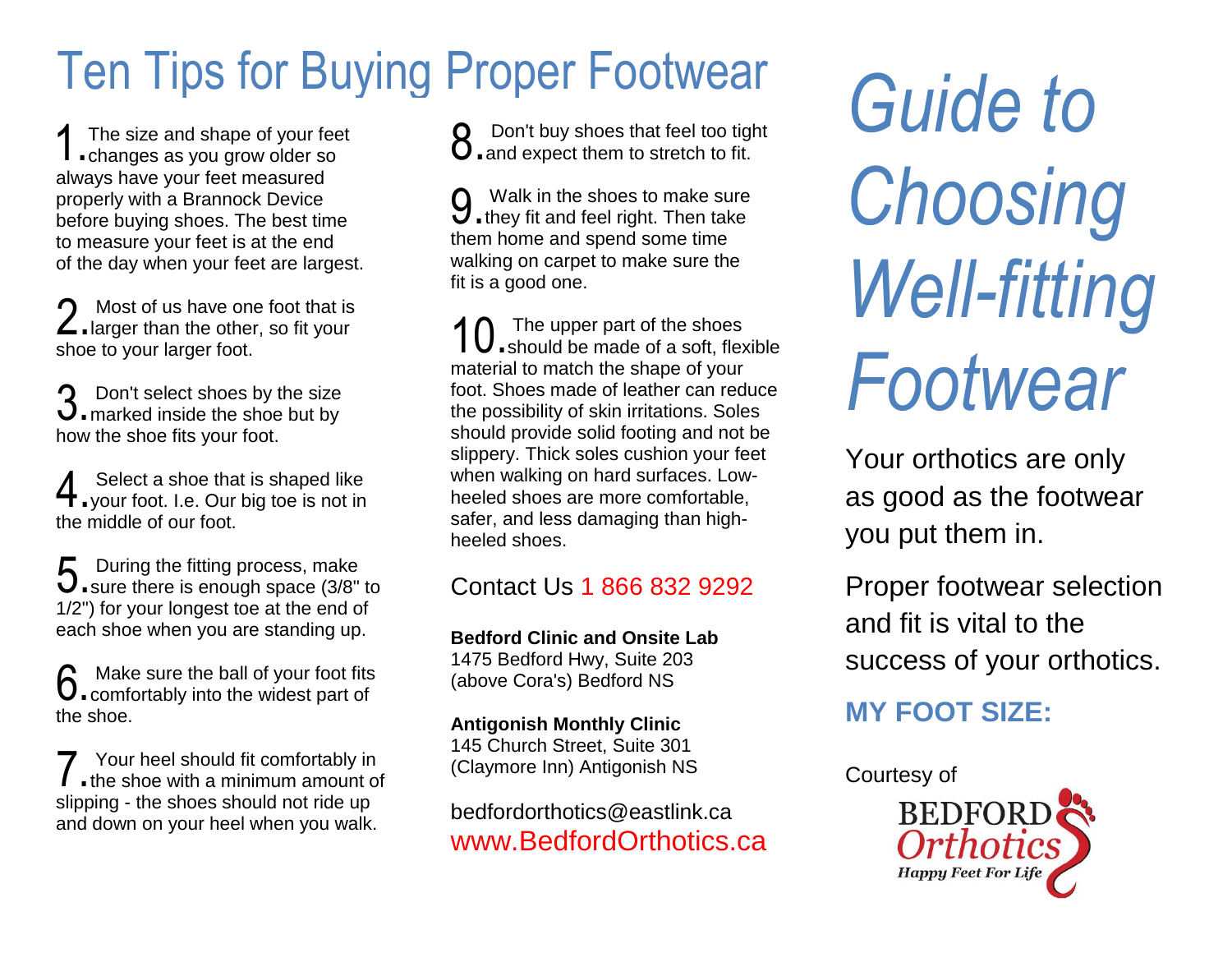# Ten Tips for Buying Proper Footwear

1. The size and shape of your feet changes as you grow older so always have your feet measured properly with a Brannock Device before buying shoes. The best time to measure your feet is at the end of the day when your feet are largest.

2. Most of us have one foot that is larger than the other, so fit your shoe to your larger foot.

3. Don't select shoes by the size marked inside the shoe but by how the shoe fits your foot.

4. Select a shoe that is shaped like your foot. I.e. Our big toe is not in the middle of our foot.

5. During the fitting process, make sure there is enough space (3/8" to 1/2") for your longest toe at the end of each shoe when you are standing up.

6. Make sure the ball of your foot fits comfortably into the widest part of the shoe.

7. Your heel should fit comfortably in the shoe with a minimum amount of slipping - the shoes should not ride up and down on your heel when you walk.

8. Don't buy shoes that feel too tight and expect them to stretch to fit.

9. Walk in the shoes to make sure they fit and feel right. Then take them home and spend some time walking on carpet to make sure the fit is a good one.

10. The upper part of the shoes should be made of a soft, flexible material to match the shape of your foot. Shoes made of leather can reduce the possibility of skin irritations. Soles should provide solid footing and not be slippery. Thick soles cushion your feet when walking on hard surfaces. Low-heeled shoes are more comfortable, safer, and less damaging than high-heeled shoes.

Contact Us 1 866 832 9292

**Bedford Clinic and Onsite Lab**
1475 Bedford Hwy, Suite 203
(above Cora's) Bedford NS

**Antigonish Monthly Clinic**
145 Church Street, Suite 301
(Claymore Inn) Antigonish NS

bedfordorthotics@eastlink.ca
www.BedfordOrthotics.ca

# *Guide to Choosing Well-fitting Footwear*

Your orthotics are only as good as the footwear you put them in.

Proper footwear selection and fit is vital to the success of your orthotics.

**MY FOOT SIZE:**

Courtesy of

BEDFORD *Orthotics*
*Happy Feet For Life*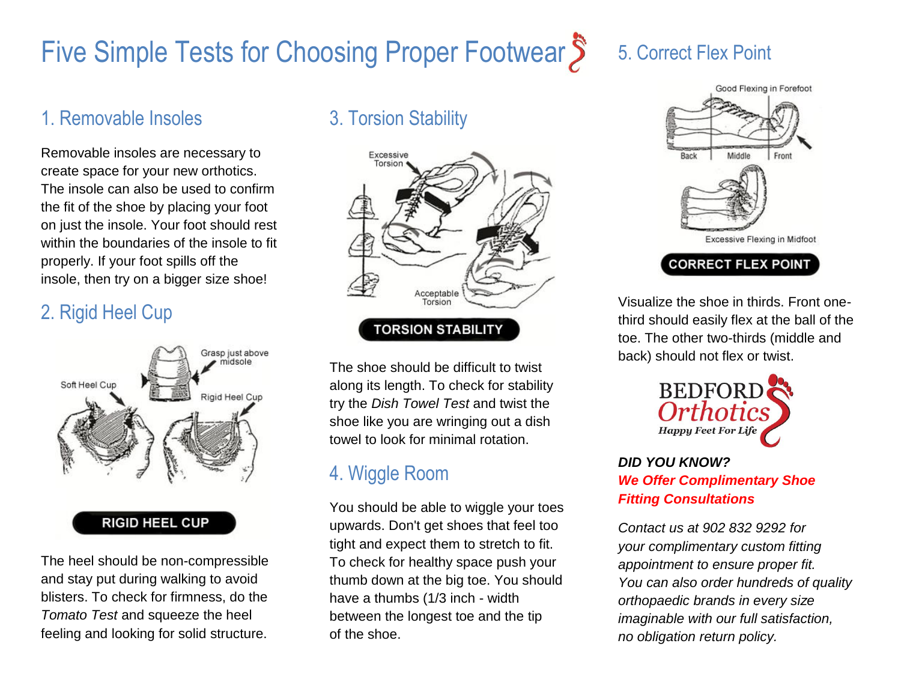# Five Simple Tests for Choosing Proper Footwear

## 1. Removable Insoles

Removable insoles are necessary to create space for your new orthotics. The insole can also be used to confirm the fit of the shoe by placing your foot on just the insole. Your foot should rest within the boundaries of the insole to fit properly. If your foot spills off the insole, then try on a bigger size shoe!

## 2. Rigid Heel Cup

Soft Heel Cup

Grasp just above midsole

Rigid Heel Cup

RIGID HEEL CUP

The heel should be non-compressible and stay put during walking to avoid blisters. To check for firmness, do the *Tomato Test* and squeeze the heel feeling and looking for solid structure.

## 3. Torsion Stability

Excessive Torsion

Acceptable Torsion

TORSION STABILITY

The shoe should be difficult to twist along its length. To check for stability try the *Dish Towel Test* and twist the shoe like you are wringing out a dish towel to look for minimal rotation.

## 4. Wiggle Room

You should be able to wiggle your toes upwards. Don't get shoes that feel too tight and expect them to stretch to fit. To check for healthy space push your thumb down at the big toe. You should have a thumbs (1/3 inch - width between the longest toe and the tip of the shoe.

## 5. Correct Flex Point

Good Flexing in Forefoot

Back Middle Front

Excessive Flexing in Midfoot

CORRECT FLEX POINT

Visualize the shoe in thirds. Front one-third should easily flex at the ball of the toe. The other two-thirds (middle and back) should not flex or twist.

BEDFORD Orthotics
*Happy Feet For Life*

***DID YOU KNOW?***
***We Offer Complimentary Shoe Fitting Consultations***

*Contact us at 902 832 9292 for your complimentary custom fitting appointment to ensure proper fit. You can also order hundreds of quality orthopaedic brands in every size imaginable with our full satisfaction, no obligation return policy.*